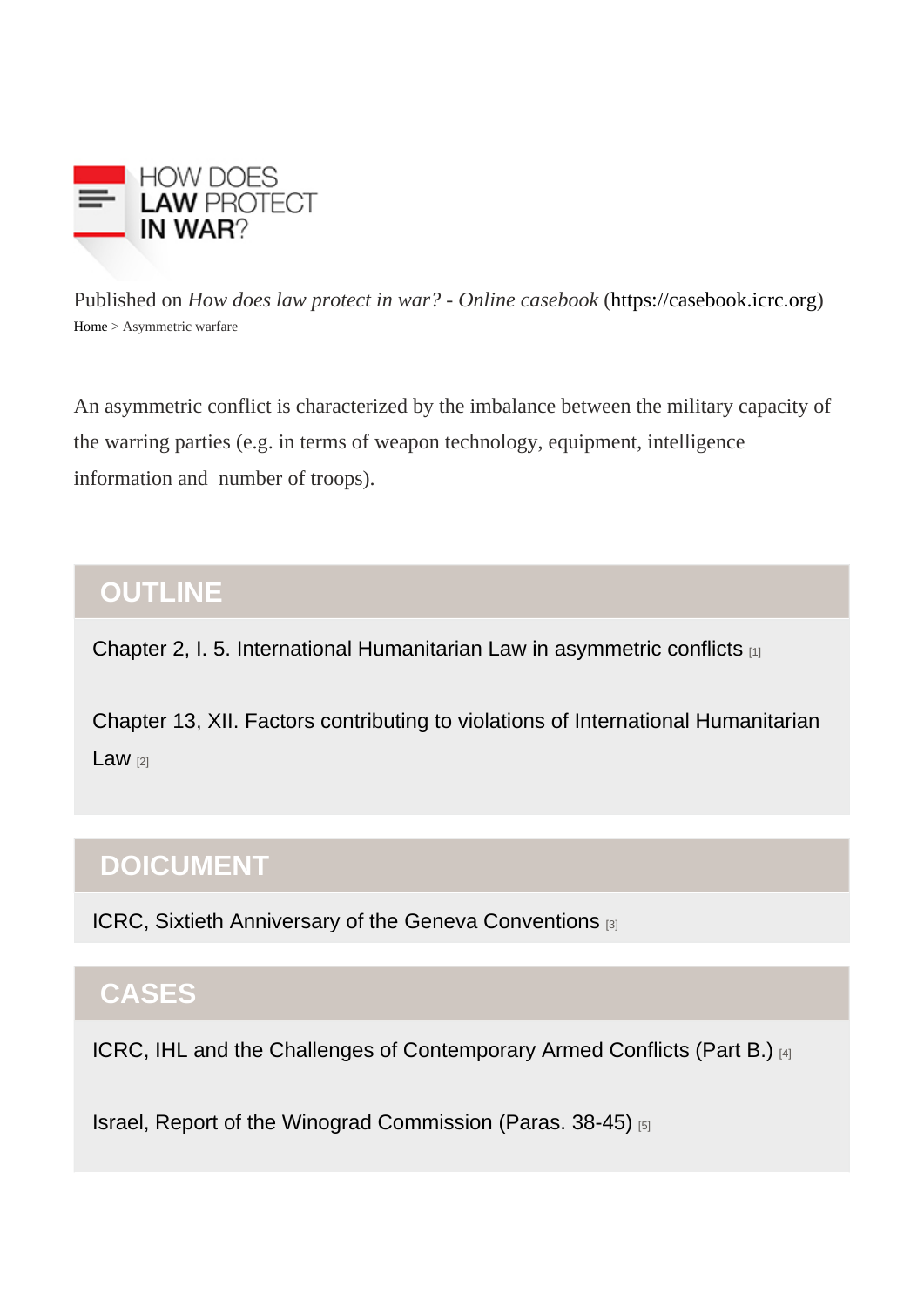HOW DOES LAW PROTECT IN WAR?

Published on *How does law protect in war? - Online casebook* (https://casebook.icrc.org)

Home > Asymmetric warfare

An asymmetric conflict is characterized by the imbalance between the military capacity of the warring parties (e.g. in terms of weapon technology, equipment, intelligence information and  number of troops).

## OUTLINE

Chapter 2, I. 5. International Humanitarian Law in asymmetric conflicts [1]

Chapter 13, XII. Factors contributing to violations of International Humanitarian Law [2]

## DOICUMENT

ICRC, Sixtieth Anniversary of the Geneva Conventions [3]

## CASES

ICRC, IHL and the Challenges of Contemporary Armed Conflicts (Part B.) [4]

Israel, Report of the Winograd Commission (Paras. 38-45) [5]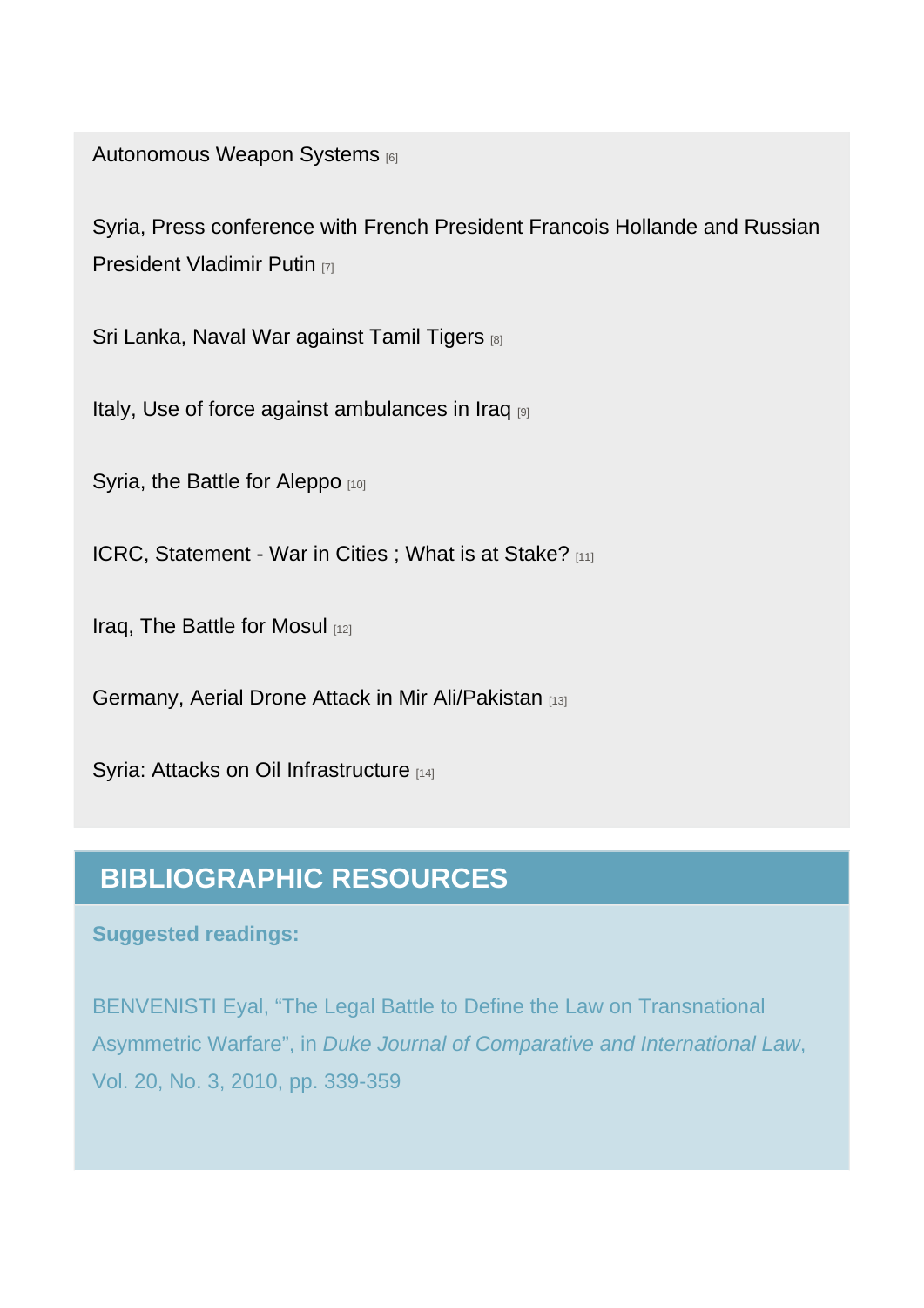Autonomous Weapon Systems [6]

Syria, Press conference with French President Francois Hollande and Russian President Vladimir Putin [7]

Sri Lanka, Naval War against Tamil Tigers [8]

Italy, Use of force against ambulances in Iraq [9]

Syria, the Battle for Aleppo [10]

ICRC, Statement - War in Cities ; What is at Stake? [11]

Iraq, The Battle for Mosul [12]

Germany, Aerial Drone Attack in Mir Ali/Pakistan [13]

Syria: Attacks on Oil Infrastructure [14]

## BIBLIOGRAPHIC RESOURCES

**Suggested readings:**

BENVENISTI Eyal, "The Legal Battle to Define the Law on Transnational Asymmetric Warfare", in *Duke Journal of Comparative and International Law*, Vol. 20, No. 3, 2010, pp. 339-359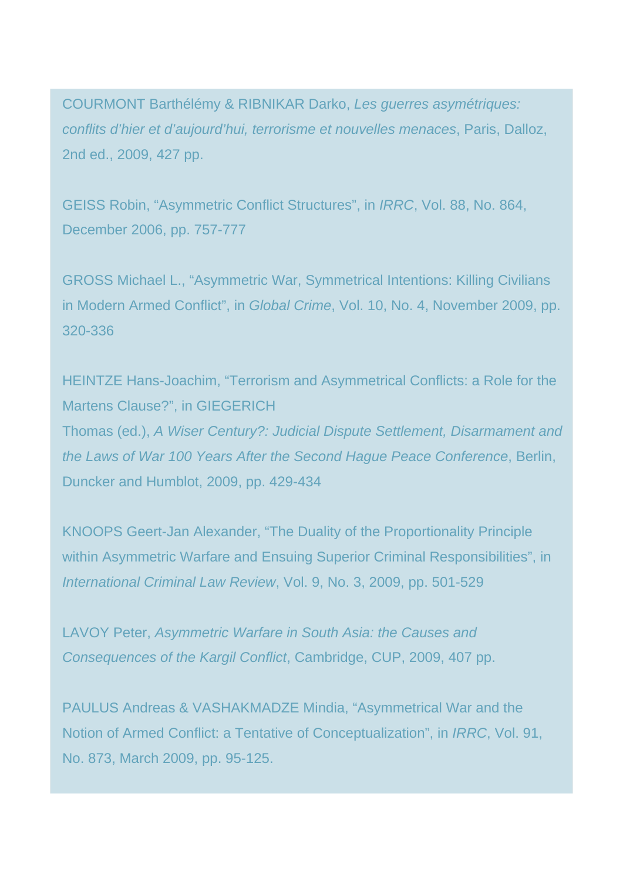COURMONT Barthélémy & RIBNIKAR Darko, *Les guerres asymétriques: conflits d'hier et d'aujourd'hui, terrorisme et nouvelles menaces*, Paris, Dalloz, 2nd ed., 2009, 427 pp.

GEISS Robin, "Asymmetric Conflict Structures", in *IRRC*, Vol. 88, No. 864, December 2006, pp. 757-777

GROSS Michael L., "Asymmetric War, Symmetrical Intentions: Killing Civilians in Modern Armed Conflict", in *Global Crime*, Vol. 10, No. 4, November 2009, pp. 320-336

HEINTZE Hans-Joachim, "Terrorism and Asymmetrical Conflicts: a Role for the Martens Clause?", in GIEGERICH Thomas (ed.), *A Wiser Century?: Judicial Dispute Settlement, Disarmament and the Laws of War 100 Years After the Second Hague Peace Conference*, Berlin, Duncker and Humblot, 2009, pp. 429-434

KNOOPS Geert-Jan Alexander, "The Duality of the Proportionality Principle within Asymmetric Warfare and Ensuing Superior Criminal Responsibilities", in *International Criminal Law Review*, Vol. 9, No. 3, 2009, pp. 501-529

LAVOY Peter, *Asymmetric Warfare in South Asia: the Causes and Consequences of the Kargil Conflict*, Cambridge, CUP, 2009, 407 pp.

PAULUS Andreas & VASHAKMADZE Mindia, "Asymmetrical War and the Notion of Armed Conflict: a Tentative of Conceptualization", in *IRRC*, Vol. 91, No. 873, March 2009, pp. 95-125.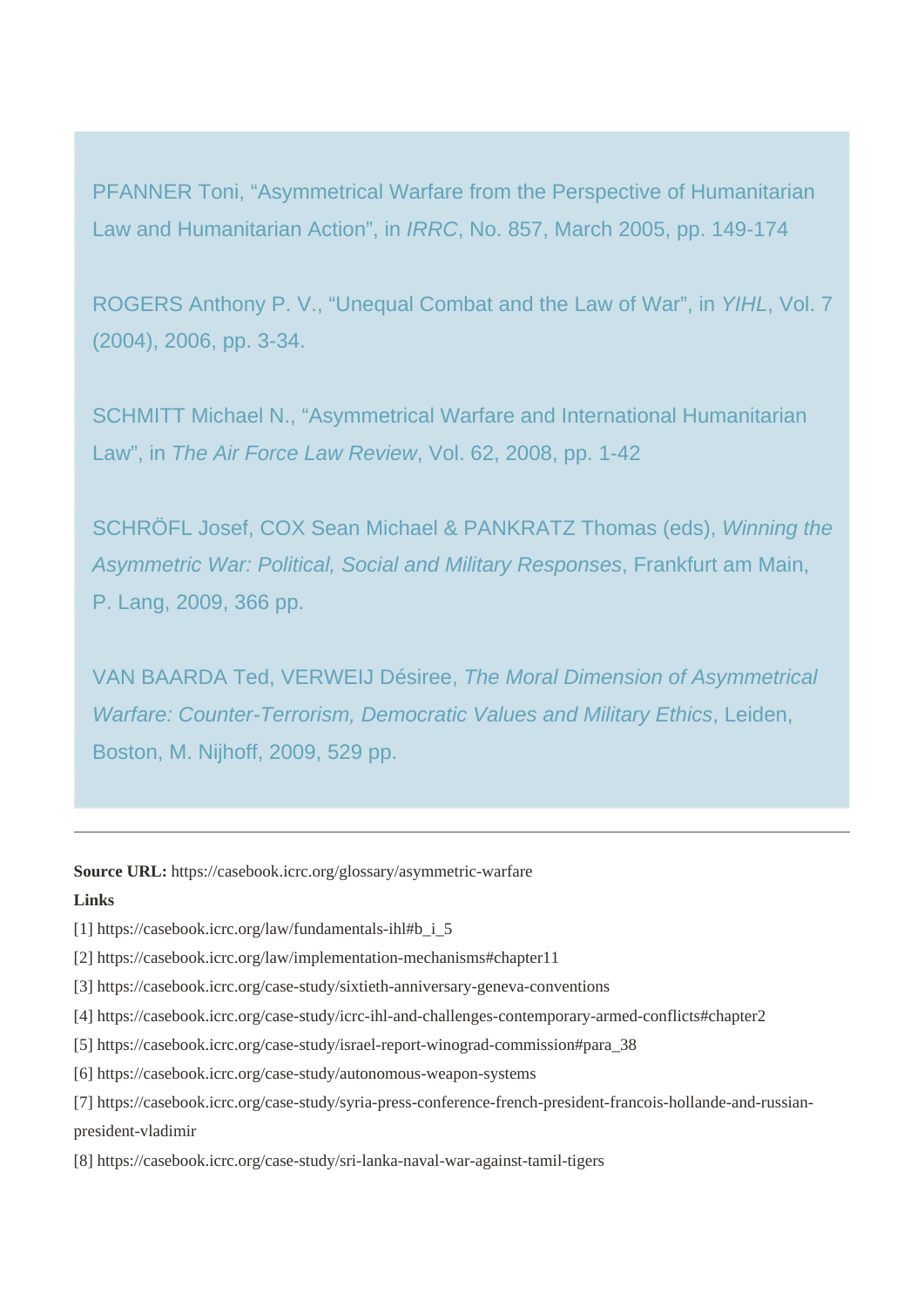PFANNER Toni, “Asymmetrical Warfare from the Perspective of Humanitarian Law and Humanitarian Action”, in *IRRC*, No. 857, March 2005, pp. 149-174

ROGERS Anthony P. V., “Unequal Combat and the Law of War”, in *YIHL*, Vol. 7 (2004), 2006, pp. 3-34.

SCHMITT Michael N., “Asymmetrical Warfare and International Humanitarian Law”, in *The Air Force Law Review*, Vol. 62, 2008, pp. 1-42

SCHRÖFL Josef, COX Sean Michael & PANKRATZ Thomas (eds), *Winning the Asymmetric War: Political, Social and Military Responses*, Frankfurt am Main, P. Lang, 2009, 366 pp.

VAN BAARDA Ted, VERWEIJ Désiree, *The Moral Dimension of Asymmetrical Warfare: Counter-Terrorism, Democratic Values and Military Ethics*, Leiden, Boston, M. Nijhoff, 2009, 529 pp.

---

**Source URL:** https://casebook.icrc.org/glossary/asymmetric-warfare

**Links**

[1] https://casebook.icrc.org/law/fundamentals-ihl#b_i_5

[2] https://casebook.icrc.org/law/implementation-mechanisms#chapter11

[3] https://casebook.icrc.org/case-study/sixtieth-anniversary-geneva-conventions

[4] https://casebook.icrc.org/case-study/icrc-ihl-and-challenges-contemporary-armed-conflicts#chapter2

[5] https://casebook.icrc.org/case-study/israel-report-winograd-commission#para_38

[6] https://casebook.icrc.org/case-study/autonomous-weapon-systems

[7] https://casebook.icrc.org/case-study/syria-press-conference-french-president-francois-hollande-and-russian-president-vladimir

[8] https://casebook.icrc.org/case-study/sri-lanka-naval-war-against-tamil-tigers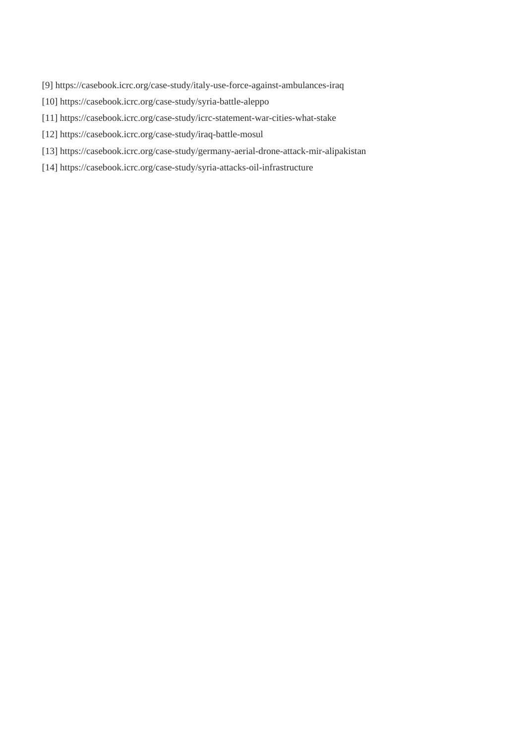[9] https://casebook.icrc.org/case-study/italy-use-force-against-ambulances-iraq

[10] https://casebook.icrc.org/case-study/syria-battle-aleppo

[11] https://casebook.icrc.org/case-study/icrc-statement-war-cities-what-stake

[12] https://casebook.icrc.org/case-study/iraq-battle-mosul

[13] https://casebook.icrc.org/case-study/germany-aerial-drone-attack-mir-alipakistan

[14] https://casebook.icrc.org/case-study/syria-attacks-oil-infrastructure